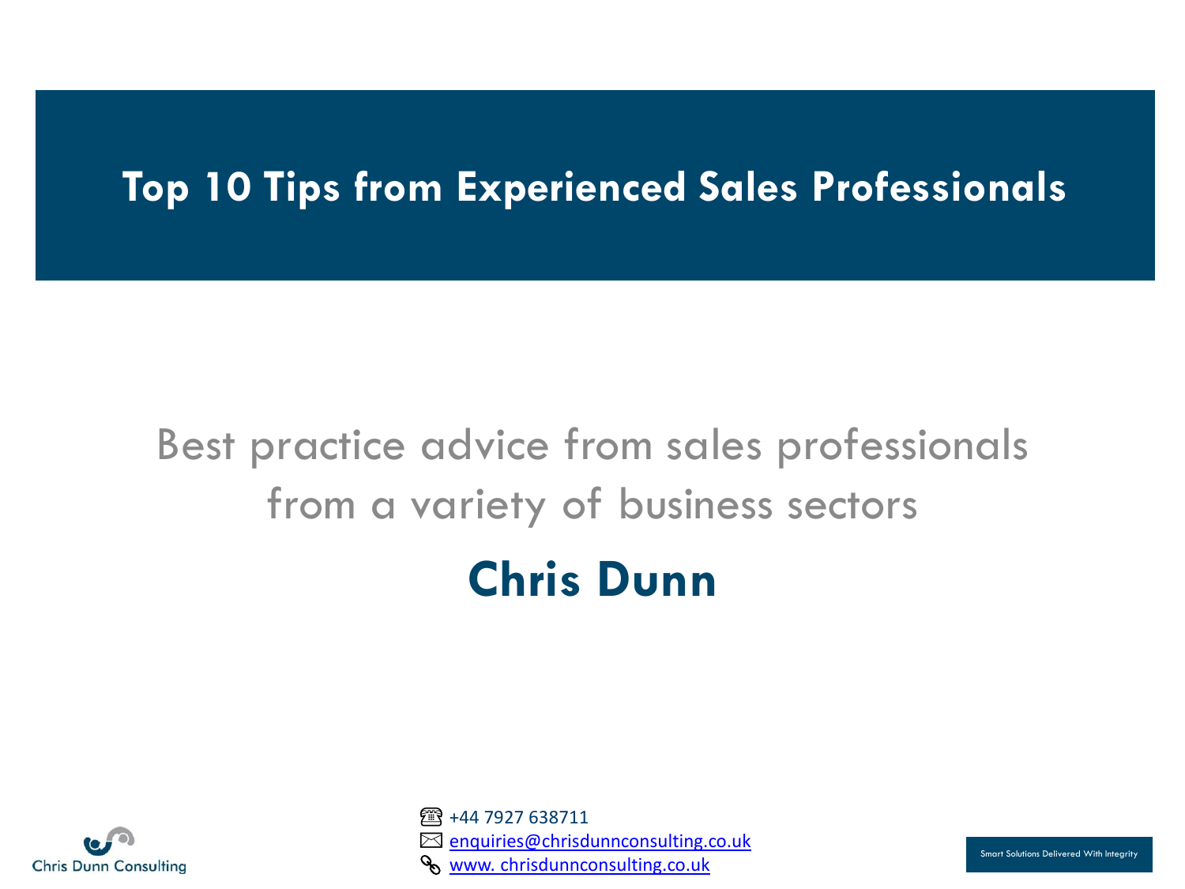# Top 10 Tips from Experienced Sales Professionals

Best practice advice from sales professionals from a variety of business sectors

## Chris Dunn

Chris Dunn Consulting

+44 7927 638711
enquiries@chrisdunnconsulting.co.uk
www. chrisdunnconsulting.co.uk

Smart Solutions Delivered With Integrity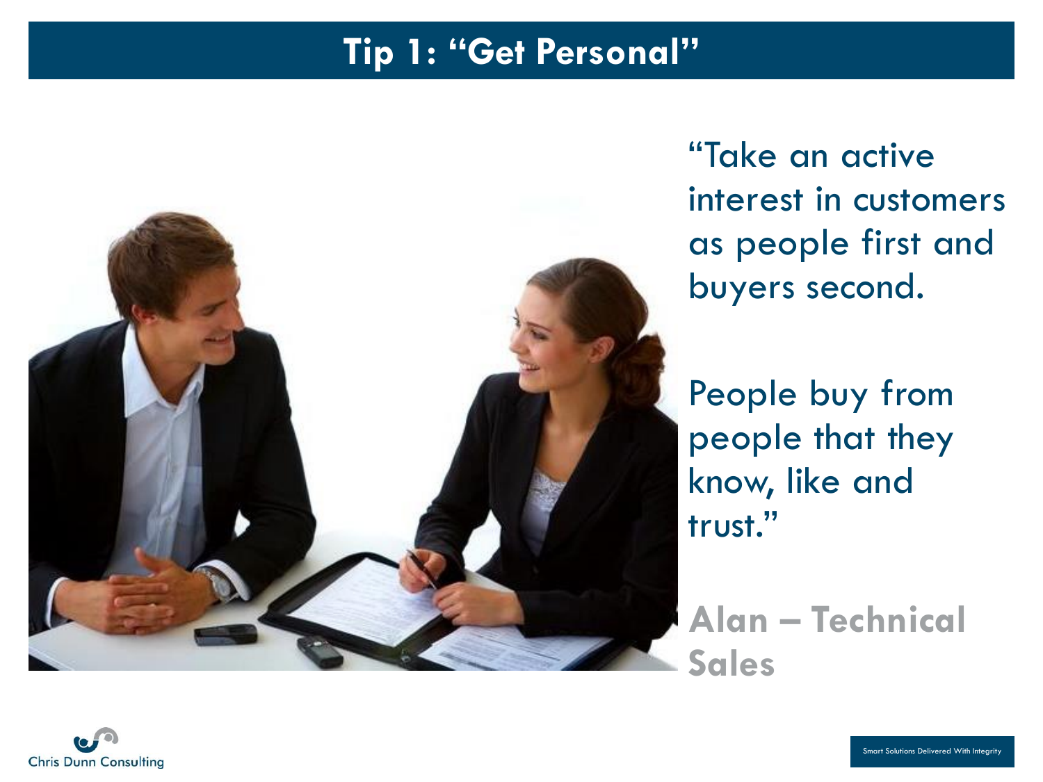# Tip 1: "Get Personal"

"Take an active interest in customers as people first and buyers second.

People buy from people that they know, like and trust."

**Alan – Technical Sales**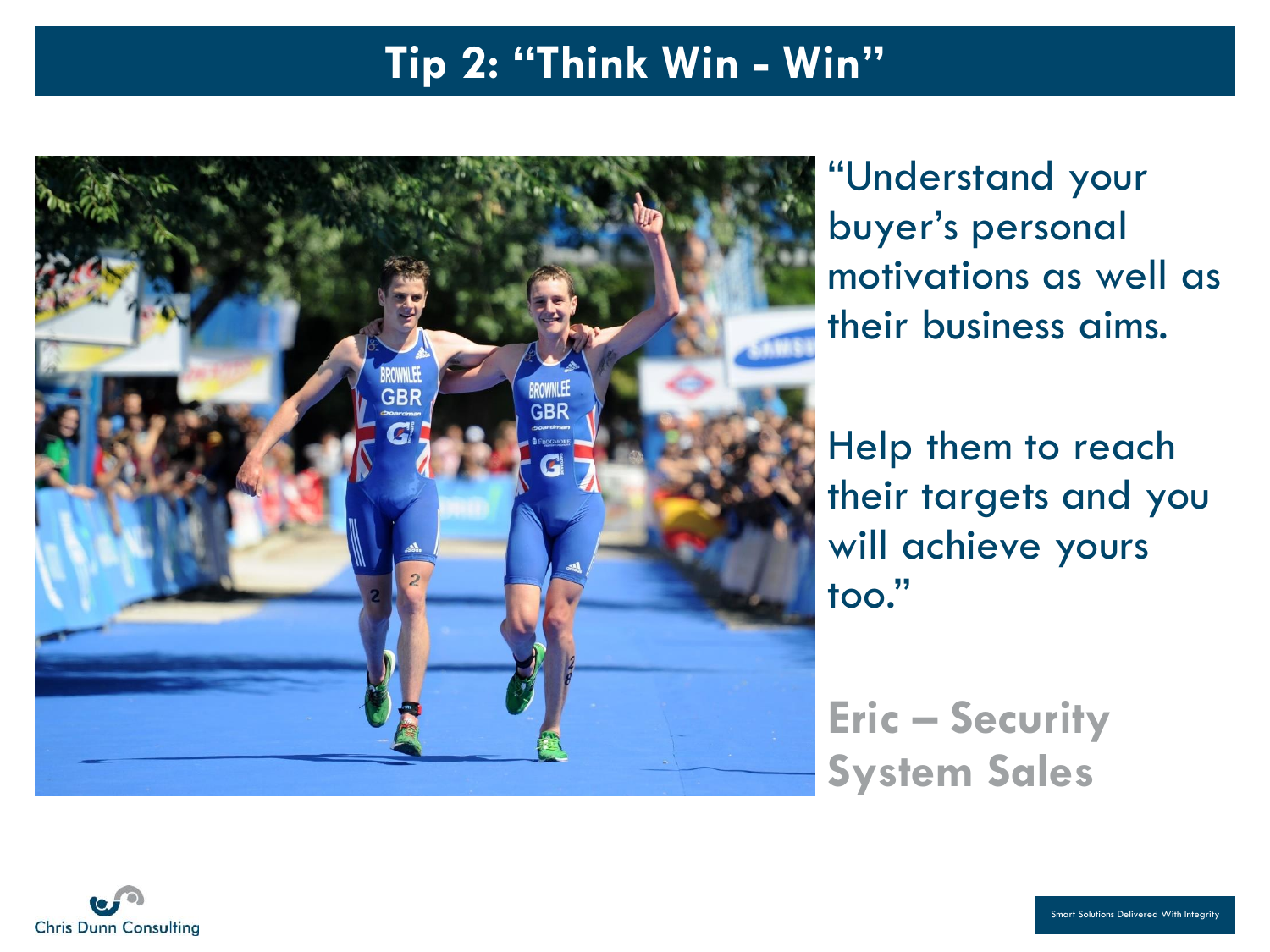# Tip 2: "Think Win - Win"

"Understand your buyer's personal motivations as well as their business aims.

Help them to reach their targets and you will achieve yours too."

**Eric – Security System Sales**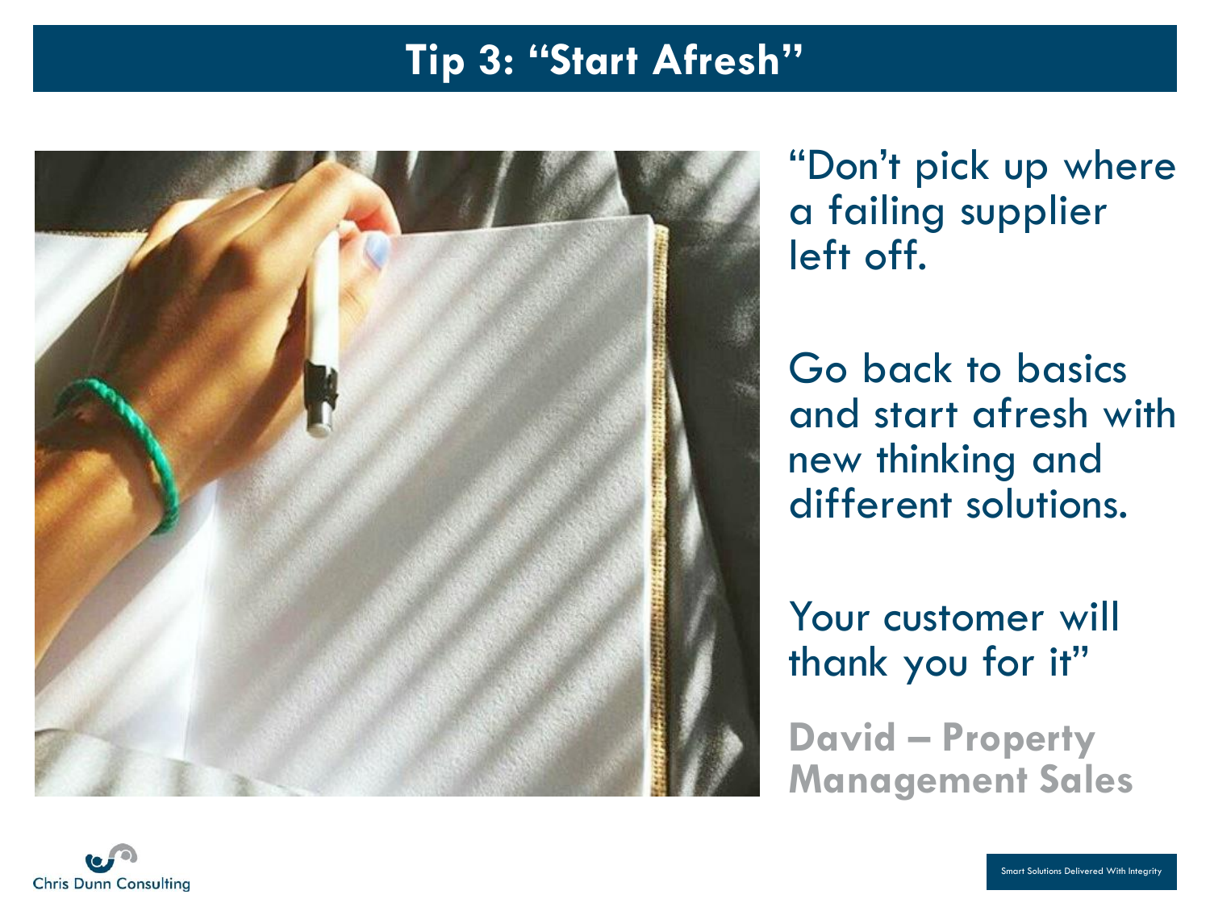# Tip 3: "Start Afresh"

"Don't pick up where a failing supplier left off.

Go back to basics and start afresh with new thinking and different solutions.

Your customer will thank you for it"

**David – Property Management Sales**

Chris Dunn Consulting

Smart Solutions Delivered With Integrity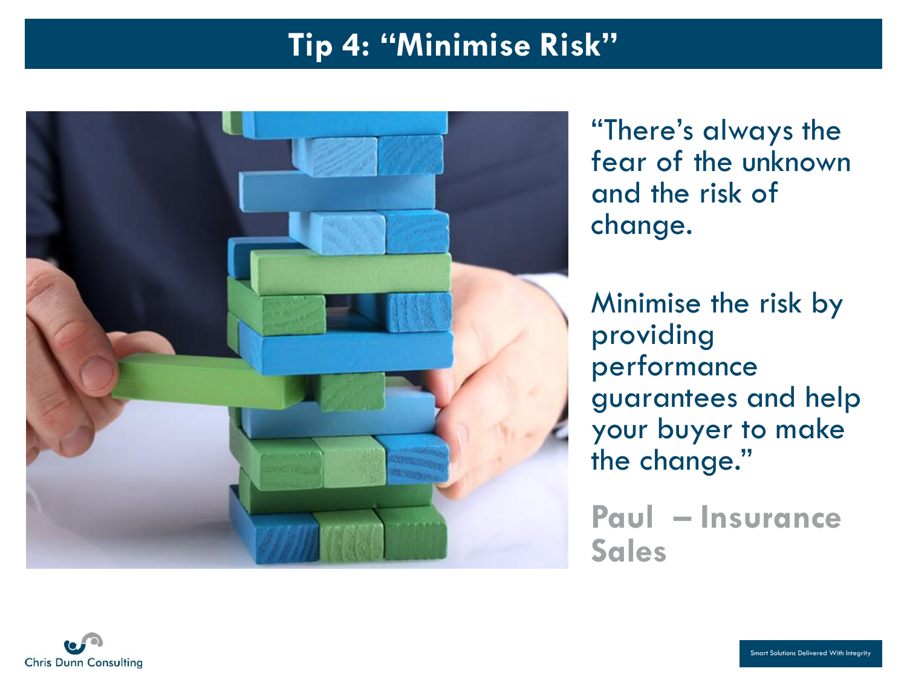# Tip 4: “Minimise Risk”

“There’s always the fear of the unknown and the risk of change.

Minimise the risk by providing performance guarantees and help your buyer to make the change.”

**Paul – Insurance Sales**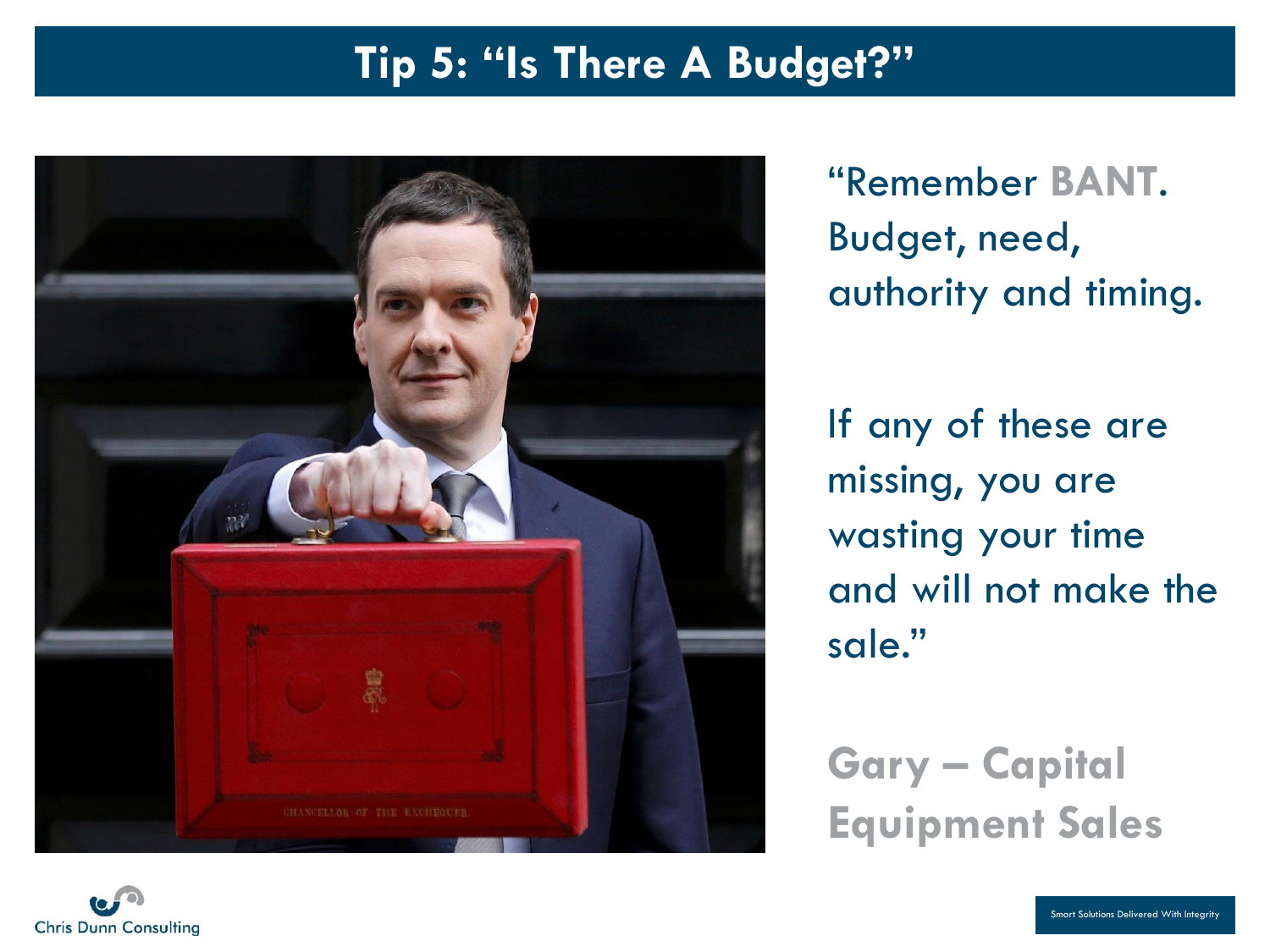# Tip 5: "Is There A Budget?"

"Remember **BANT**. Budget, need, authority and timing.

If any of these are missing, you are wasting your time and will not make the sale."

**Gary – Capital Equipment Sales**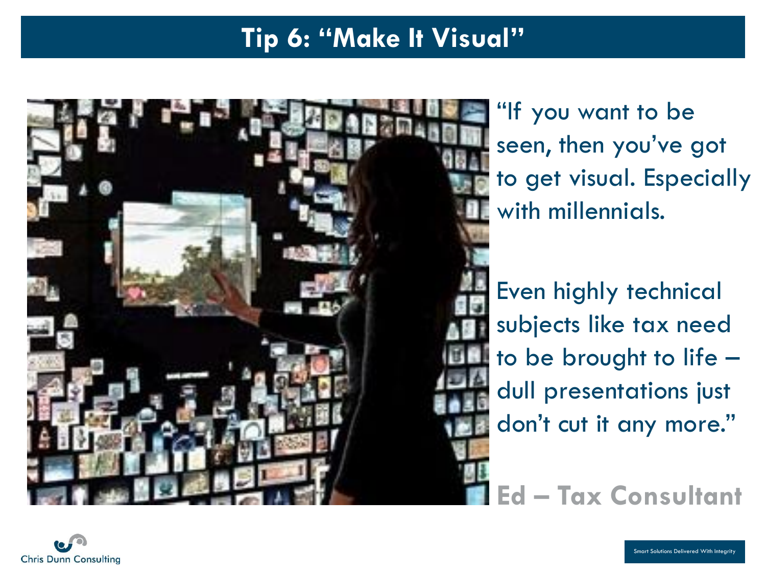# Tip 6: "Make It Visual"

"If you want to be seen, then you've got to get visual. Especially with millennials.

Even highly technical subjects like tax need to be brought to life – dull presentations just don't cut it any more."

**Ed – Tax Consultant**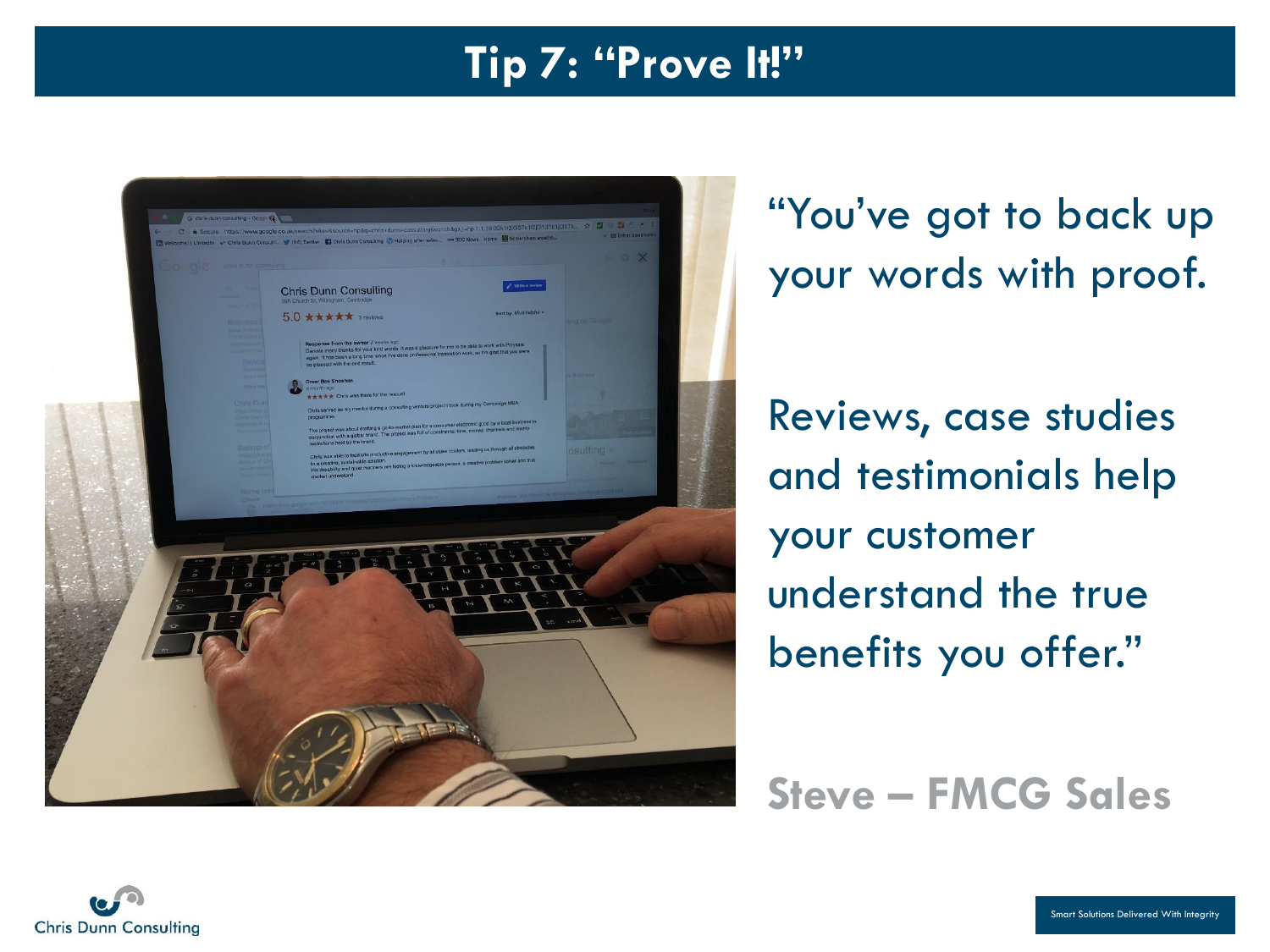# Tip 7: "Prove It!"

"You've got to back up your words with proof.

Reviews, case studies and testimonials help your customer understand the true benefits you offer."

**Steve – FMCG Sales**

Chris Dunn Consulting

Smart Solutions Delivered With Integrity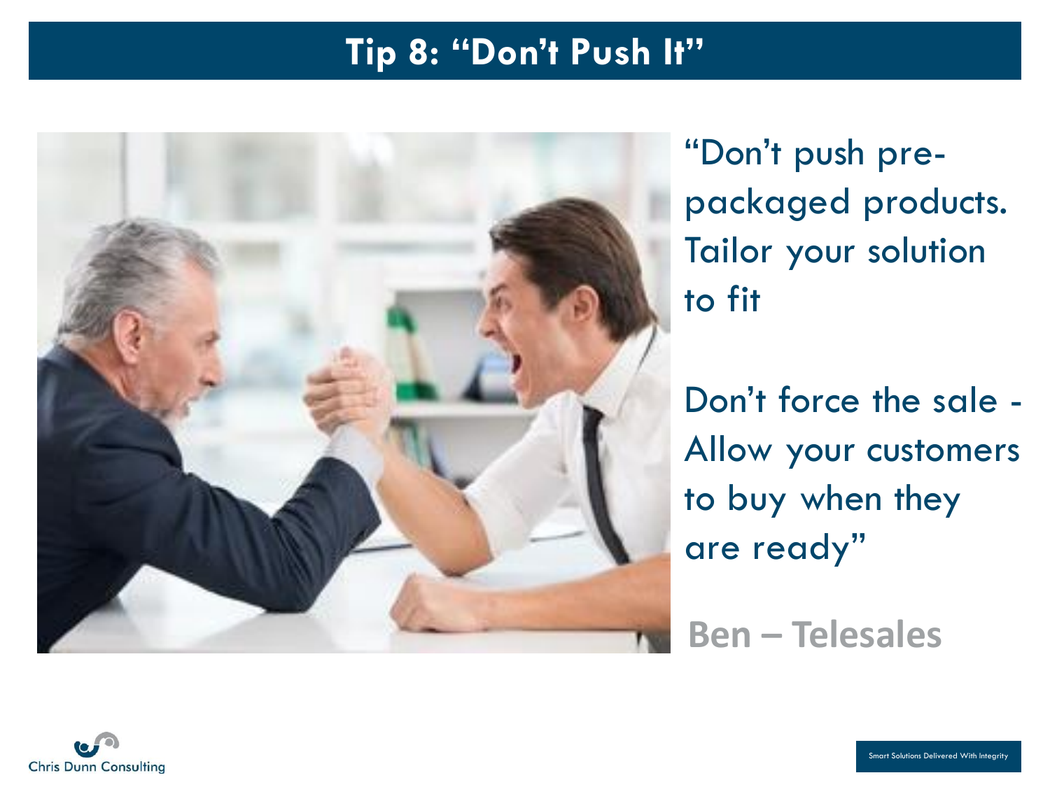# Tip 8: "Don't Push It"

"Don't push pre-packaged products. Tailor your solution to fit

Don't force the sale - Allow your customers to buy when they are ready"

**Ben – Telesales**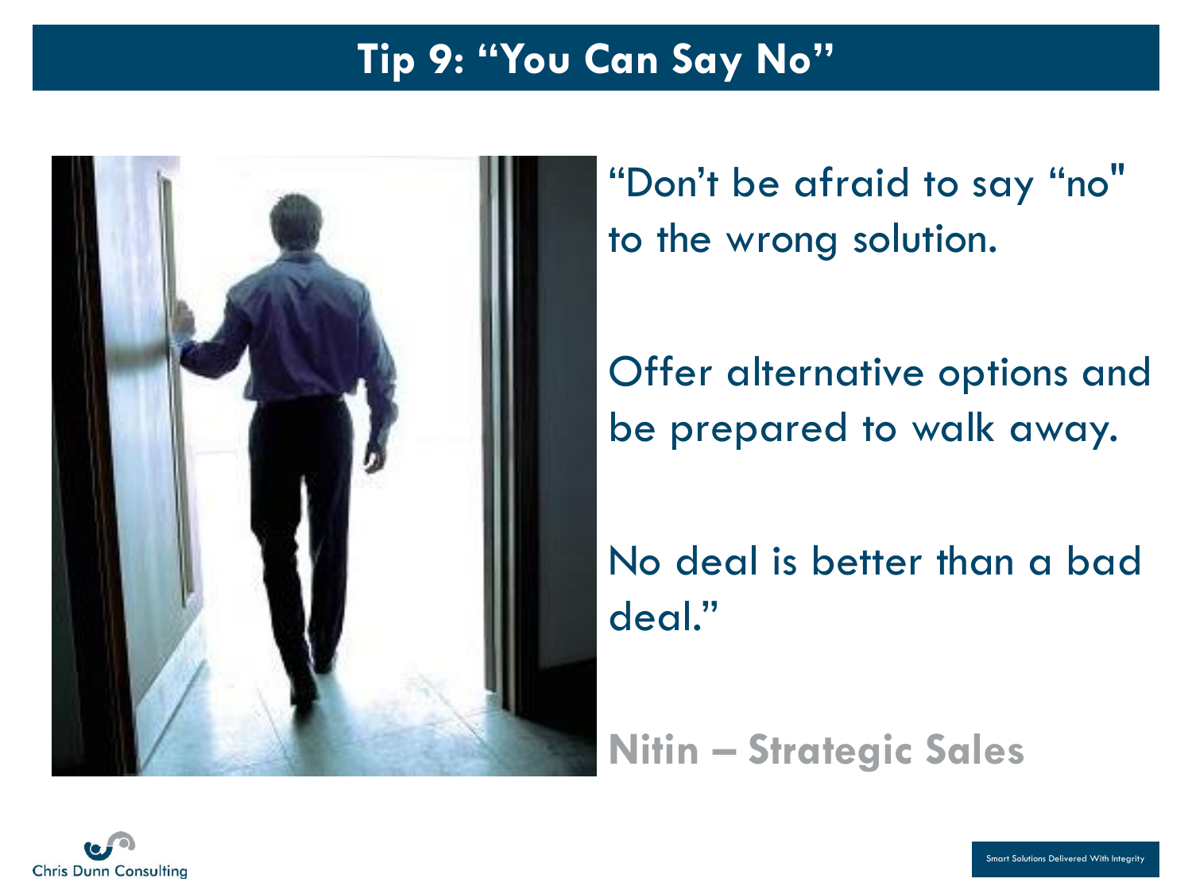# Tip 9: "You Can Say No"

"Don't be afraid to say "no" to the wrong solution.

Offer alternative options and be prepared to walk away.

No deal is better than a bad deal."

**Nitin – Strategic Sales**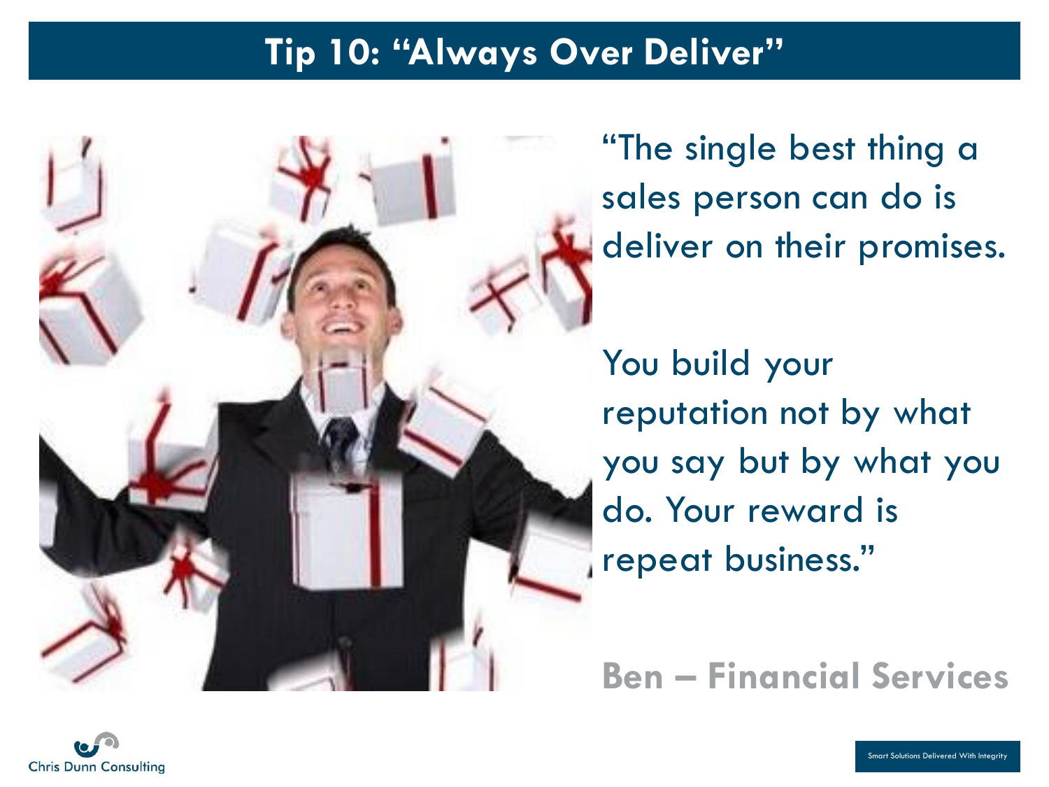# Tip 10: "Always Over Deliver"

"The single best thing a sales person can do is deliver on their promises.

You build your reputation not by what you say but by what you do. Your reward is repeat business."

**Ben – Financial Services**

Chris Dunn Consulting

Smart Solutions Delivered With Integrity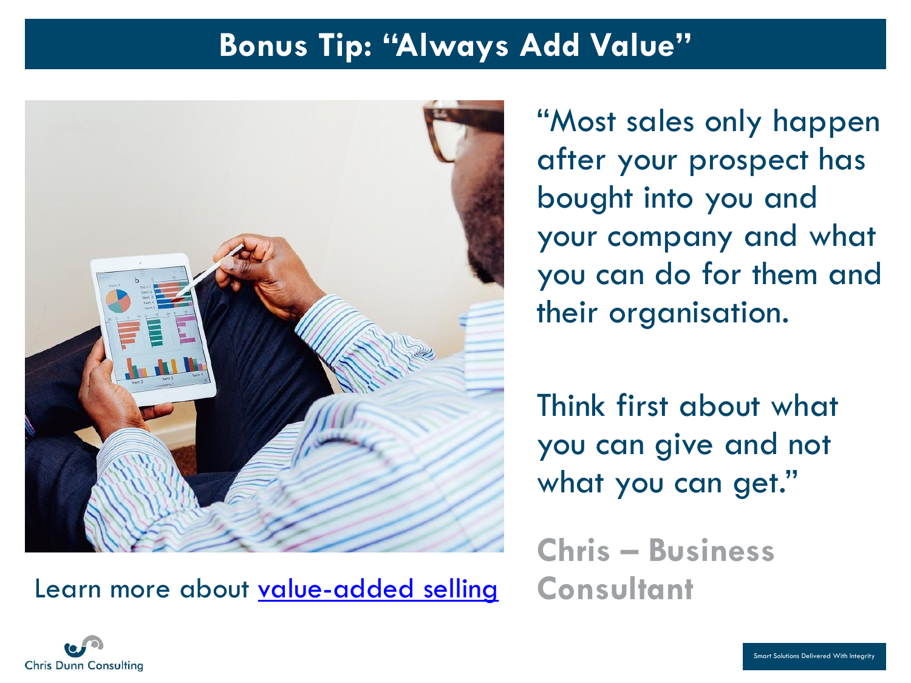# Bonus Tip: "Always Add Value"

"Most sales only happen after your prospect has bought into you and your company and what you can do for them and their organisation.

Think first about what you can give and not what you can get."

**Chris – Business Consultant**

Learn more about value-added selling

Chris Dunn Consulting

Smart Solutions Delivered With Integrity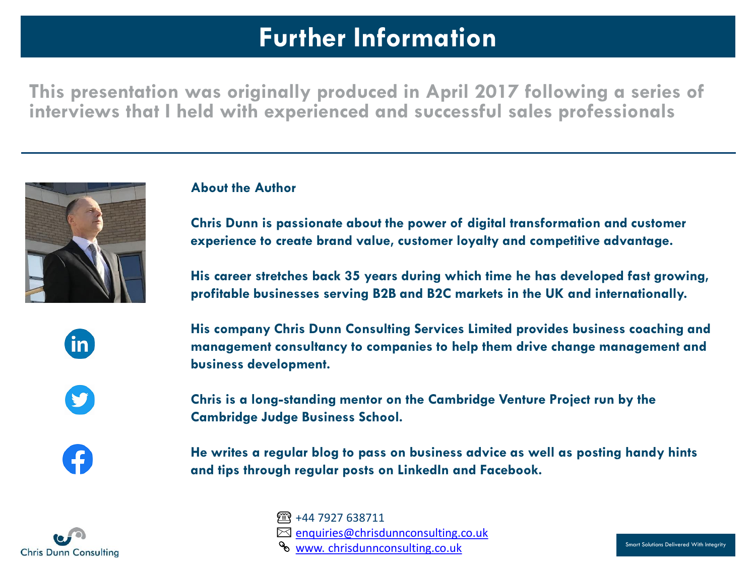# Further Information

**This presentation was originally produced in April 2017 following a series of interviews that I held with experienced and successful sales professionals**

---

**About the Author**

**Chris Dunn is passionate about the power of digital transformation and customer experience to create brand value, customer loyalty and competitive advantage.**

**His career stretches back 35 years during which time he has developed fast growing, profitable businesses serving B2B and B2C markets in the UK and internationally.**

**His company Chris Dunn Consulting Services Limited provides business coaching and management consultancy to companies to help them drive change management and business development.**

**Chris is a long-standing mentor on the Cambridge Venture Project run by the Cambridge Judge Business School.**

**He writes a regular blog to pass on business advice as well as posting handy hints and tips through regular posts on LinkedIn and Facebook.**

+44 7927 638711
enquiries@chrisdunnconsulting.co.uk
www. chrisdunnconsulting.co.uk

Chris Dunn Consulting

Smart Solutions Delivered With Integrity